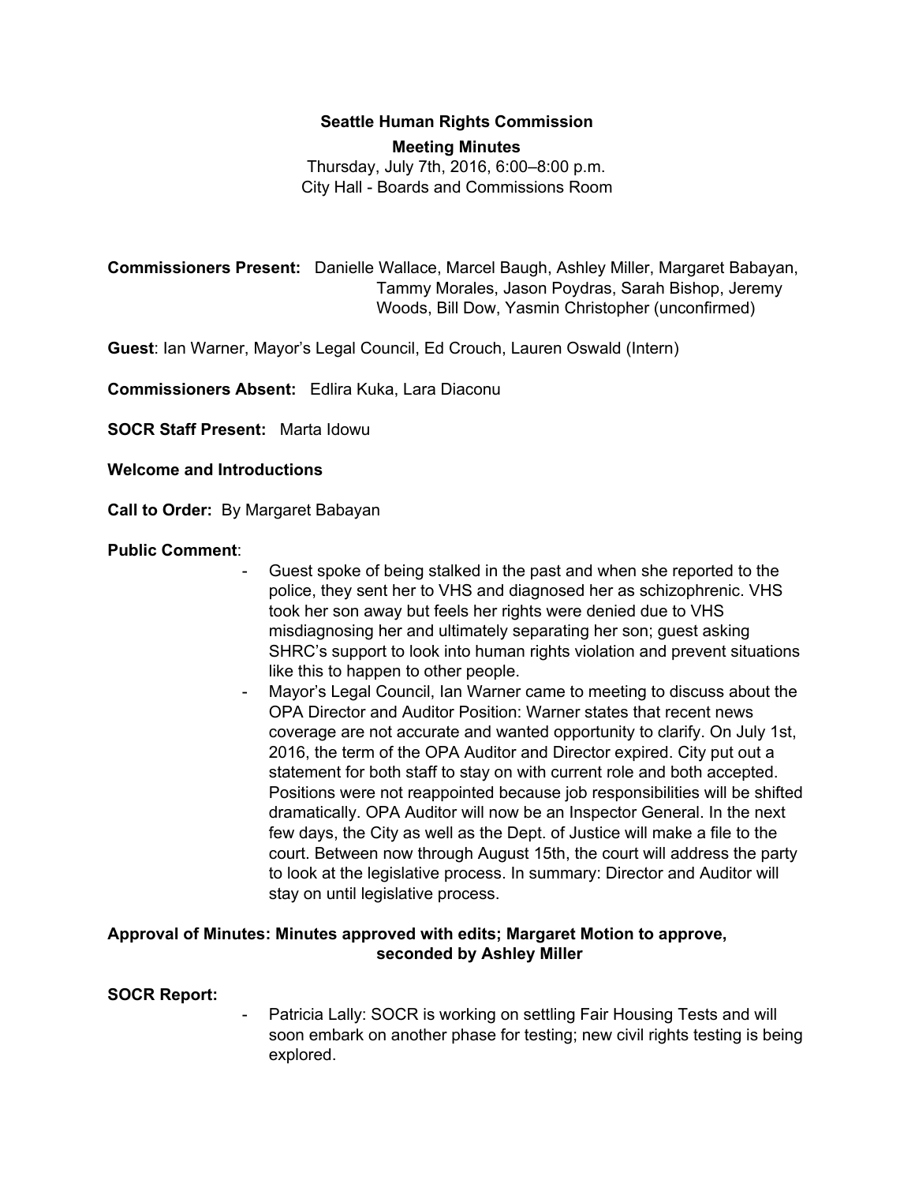**Seattle Human Rights Commission**

**Meeting Minutes**

Thursday, July 7th, 2016, 6:00–8:00 p.m.
City Hall - Boards and Commissions Room

**Commissioners Present:** Danielle Wallace, Marcel Baugh, Ashley Miller, Margaret Babayan, Tammy Morales, Jason Poydras, Sarah Bishop, Jeremy Woods, Bill Dow, Yasmin Christopher (unconfirmed)

**Guest**: Ian Warner, Mayor's Legal Council, Ed Crouch, Lauren Oswald (Intern)

**Commissioners Absent:** Edlira Kuka, Lara Diaconu

**SOCR Staff Present:** Marta Idowu

**Welcome and Introductions**

**Call to Order:** By Margaret Babayan

**Public Comment**:

- Guest spoke of being stalked in the past and when she reported to the police, they sent her to VHS and diagnosed her as schizophrenic. VHS took her son away but feels her rights were denied due to VHS misdiagnosing her and ultimately separating her son; guest asking SHRC's support to look into human rights violation and prevent situations like this to happen to other people.
- Mayor's Legal Council, Ian Warner came to meeting to discuss about the OPA Director and Auditor Position: Warner states that recent news coverage are not accurate and wanted opportunity to clarify. On July 1st, 2016, the term of the OPA Auditor and Director expired. City put out a statement for both staff to stay on with current role and both accepted. Positions were not reappointed because job responsibilities will be shifted dramatically. OPA Auditor will now be an Inspector General. In the next few days, the City as well as the Dept. of Justice will make a file to the court. Between now through August 15th, the court will address the party to look at the legislative process. In summary: Director and Auditor will stay on until legislative process.

**Approval of Minutes: Minutes approved with edits; Margaret Motion to approve, seconded by Ashley Miller**

**SOCR Report:**

- Patricia Lally: SOCR is working on settling Fair Housing Tests and will soon embark on another phase for testing; new civil rights testing is being explored.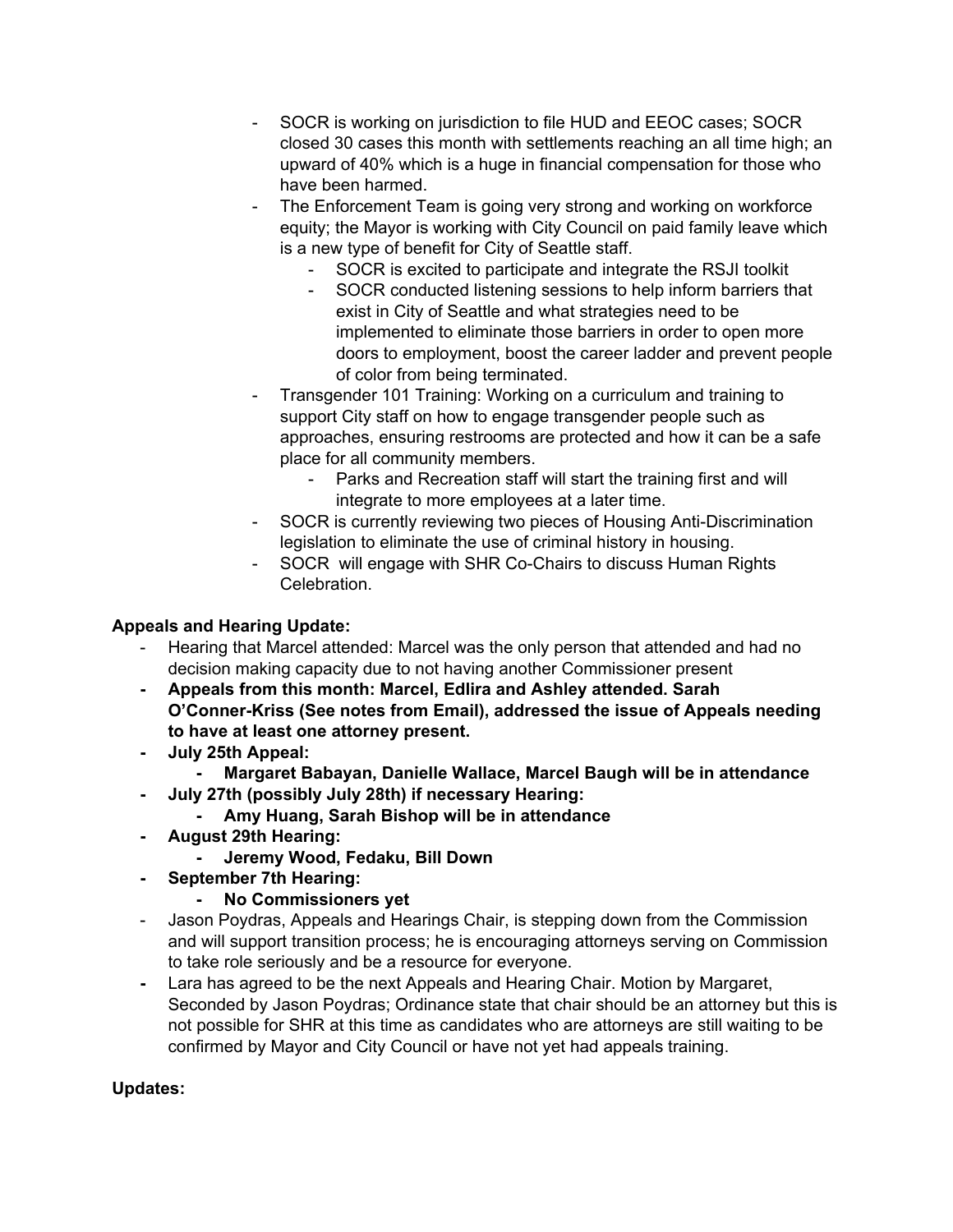- SOCR is working on jurisdiction to file HUD and EEOC cases; SOCR closed 30 cases this month with settlements reaching an all time high; an upward of 40% which is a huge in financial compensation for those who have been harmed.
- The Enforcement Team is going very strong and working on workforce equity; the Mayor is working with City Council on paid family leave which is a new type of benefit for City of Seattle staff.
    - SOCR is excited to participate and integrate the RSJI toolkit
    - SOCR conducted listening sessions to help inform barriers that exist in City of Seattle and what strategies need to be implemented to eliminate those barriers in order to open more doors to employment, boost the career ladder and prevent people of color from being terminated.
- Transgender 101 Training: Working on a curriculum and training to support City staff on how to engage transgender people such as approaches, ensuring restrooms are protected and how it can be a safe place for all community members.
    - Parks and Recreation staff will start the training first and will integrate to more employees at a later time.
- SOCR is currently reviewing two pieces of Housing Anti-Discrimination legislation to eliminate the use of criminal history in housing.
- SOCR will engage with SHR Co-Chairs to discuss Human Rights Celebration.

**Appeals and Hearing Update:**

- Hearing that Marcel attended: Marcel was the only person that attended and had no decision making capacity due to not having another Commissioner present
- **Appeals from this month: Marcel, Edlira and Ashley attended. Sarah O'Conner-Kriss (See notes from Email), addressed the issue of Appeals needing to have at least one attorney present.**
- **July 25th Appeal:**
    - **Margaret Babayan, Danielle Wallace, Marcel Baugh will be in attendance**
- **July 27th (possibly July 28th) if necessary Hearing:**
    - **Amy Huang, Sarah Bishop will be in attendance**
- **August 29th Hearing:**
    - **Jeremy Wood, Fedaku, Bill Down**
- **September 7th Hearing:**
    - **No Commissioners yet**
- Jason Poydras, Appeals and Hearings Chair, is stepping down from the Commission and will support transition process; he is encouraging attorneys serving on Commission to take role seriously and be a resource for everyone.
- Lara has agreed to be the next Appeals and Hearing Chair. Motion by Margaret, Seconded by Jason Poydras; Ordinance state that chair should be an attorney but this is not possible for SHR at this time as candidates who are attorneys are still waiting to be confirmed by Mayor and City Council or have not yet had appeals training.

**Updates:**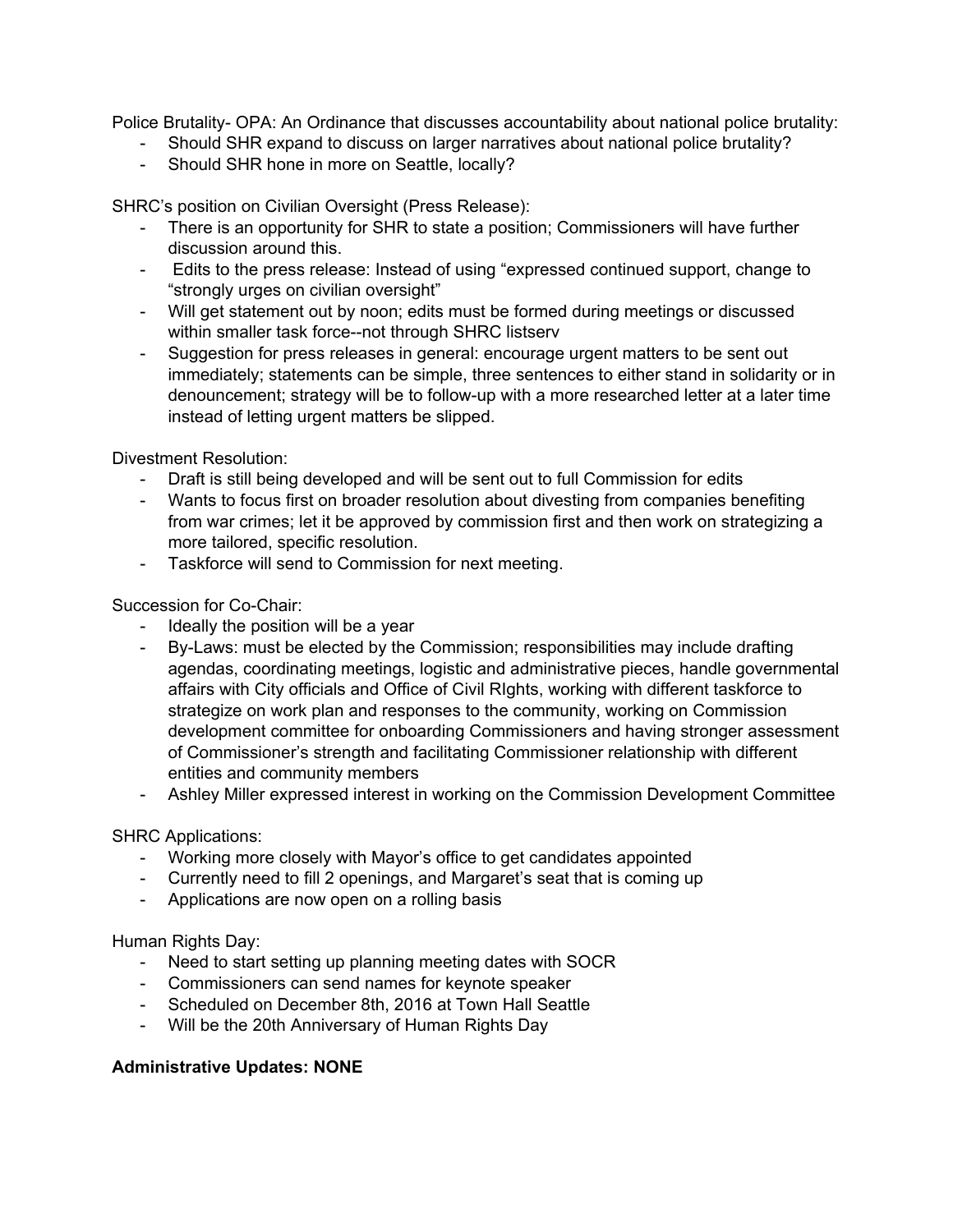Police Brutality- OPA: An Ordinance that discusses accountability about national police brutality:

- Should SHR expand to discuss on larger narratives about national police brutality?
- Should SHR hone in more on Seattle, locally?

SHRC's position on Civilian Oversight (Press Release):

- There is an opportunity for SHR to state a position; Commissioners will have further discussion around this.
- Edits to the press release: Instead of using "expressed continued support, change to "strongly urges on civilian oversight"
- Will get statement out by noon; edits must be formed during meetings or discussed within smaller task force--not through SHRC listserv
- Suggestion for press releases in general: encourage urgent matters to be sent out immediately; statements can be simple, three sentences to either stand in solidarity or in denouncement; strategy will be to follow-up with a more researched letter at a later time instead of letting urgent matters be slipped.

Divestment Resolution:

- Draft is still being developed and will be sent out to full Commission for edits
- Wants to focus first on broader resolution about divesting from companies benefiting from war crimes; let it be approved by commission first and then work on strategizing a more tailored, specific resolution.
- Taskforce will send to Commission for next meeting.

Succession for Co-Chair:

- Ideally the position will be a year
- By-Laws: must be elected by the Commission; responsibilities may include drafting agendas, coordinating meetings, logistic and administrative pieces, handle governmental affairs with City officials and Office of Civil RIghts, working with different taskforce to strategize on work plan and responses to the community, working on Commission development committee for onboarding Commissioners and having stronger assessment of Commissioner's strength and facilitating Commissioner relationship with different entities and community members
- Ashley Miller expressed interest in working on the Commission Development Committee

SHRC Applications:

- Working more closely with Mayor's office to get candidates appointed
- Currently need to fill 2 openings, and Margaret's seat that is coming up
- Applications are now open on a rolling basis

Human Rights Day:

- Need to start setting up planning meeting dates with SOCR
- Commissioners can send names for keynote speaker
- Scheduled on December 8th, 2016 at Town Hall Seattle
- Will be the 20th Anniversary of Human Rights Day

**Administrative Updates: NONE**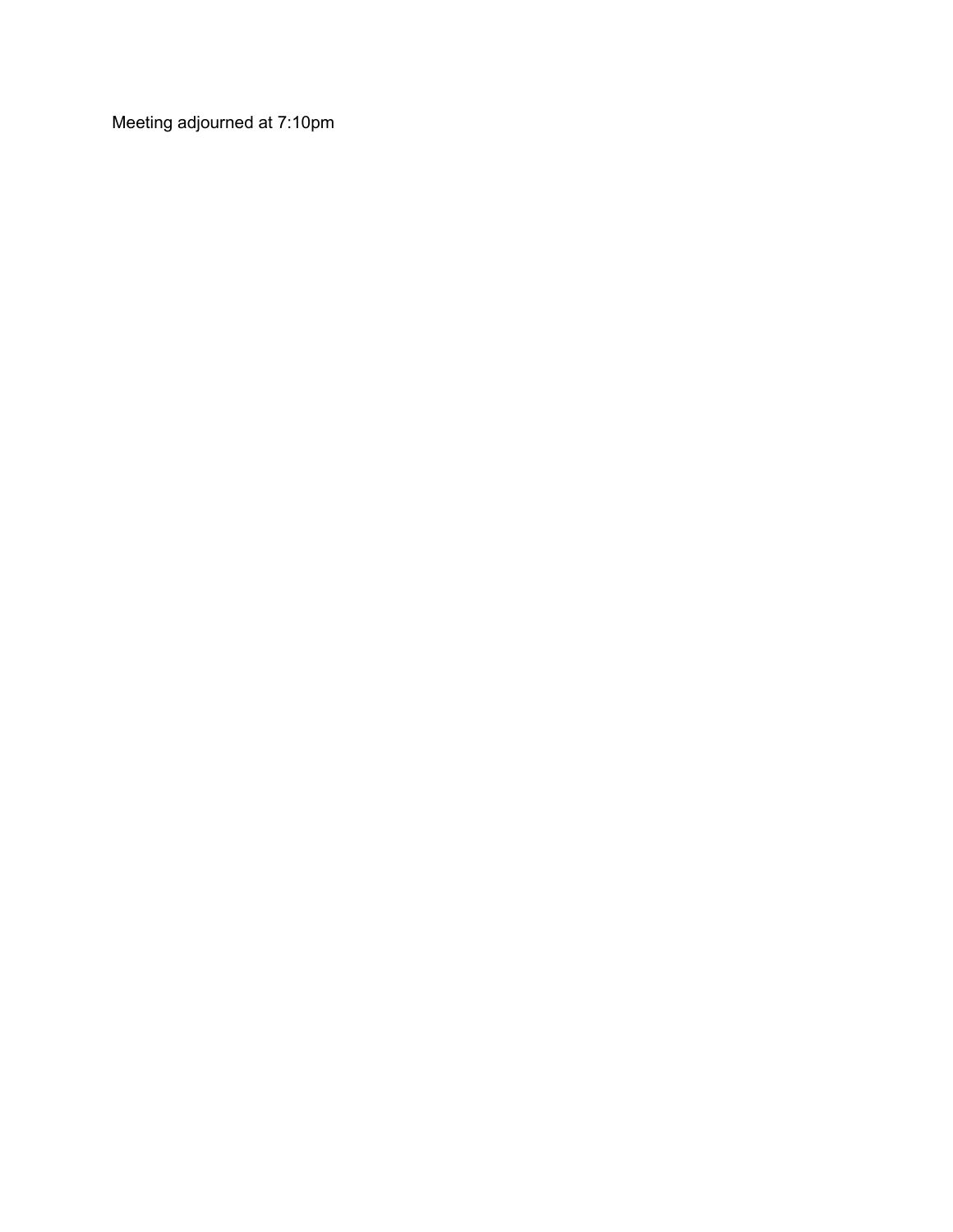Meeting adjourned at 7:10pm